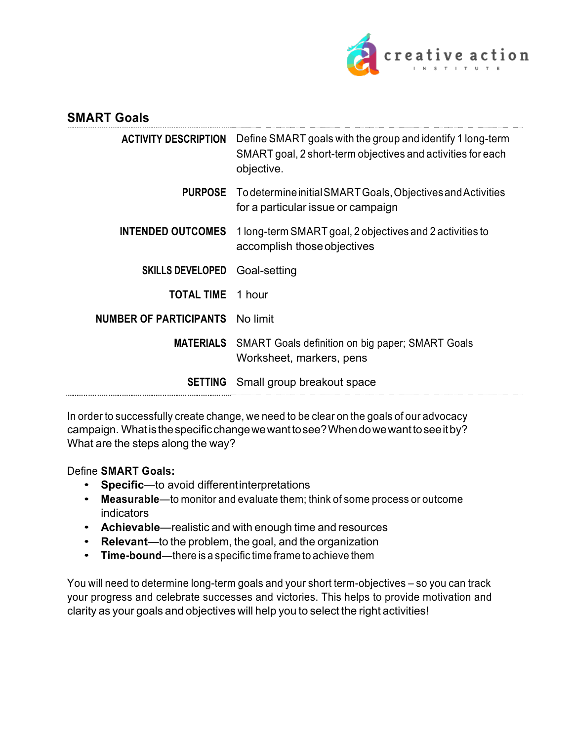## SMART Goals

| | |
|---|---|
| **ACTIVITY DESCRIPTION** | Define SMART goals with the group and identify 1 long-term SMART goal, 2 short-term objectives and activities for each objective. |
| **PURPOSE** | To determine initial SMART Goals, Objectives and Activities for a particular issue or campaign |
| **INTENDED OUTCOMES** | 1 long-term SMART goal, 2 objectives and 2 activities to accomplish those objectives |
| **SKILLS DEVELOPED** | Goal-setting |
| **TOTAL TIME** | 1 hour |
| **NUMBER OF PARTICIPANTS** | No limit |
| **MATERIALS** | SMART Goals definition on big paper; SMART Goals Worksheet, markers, pens |
| **SETTING** | Small group breakout space |

In order to successfully create change, we need to be clear on the goals of our advocacy campaign. What is the specific change we want to see? When do we want to see it by? What are the steps along the way?

Define **SMART Goals:**

- **Specific**—to avoid different interpretations
- **Measurable**—to monitor and evaluate them; think of some process or outcome indicators
- **Achievable**—realistic and with enough time and resources
- **Relevant**—to the problem, the goal, and the organization
- **Time-bound**—there is a specific time frame to achieve them

You will need to determine long-term goals and your short term-objectives – so you can track your progress and celebrate successes and victories. This helps to provide motivation and clarity as your goals and objectives will help you to select the right activities!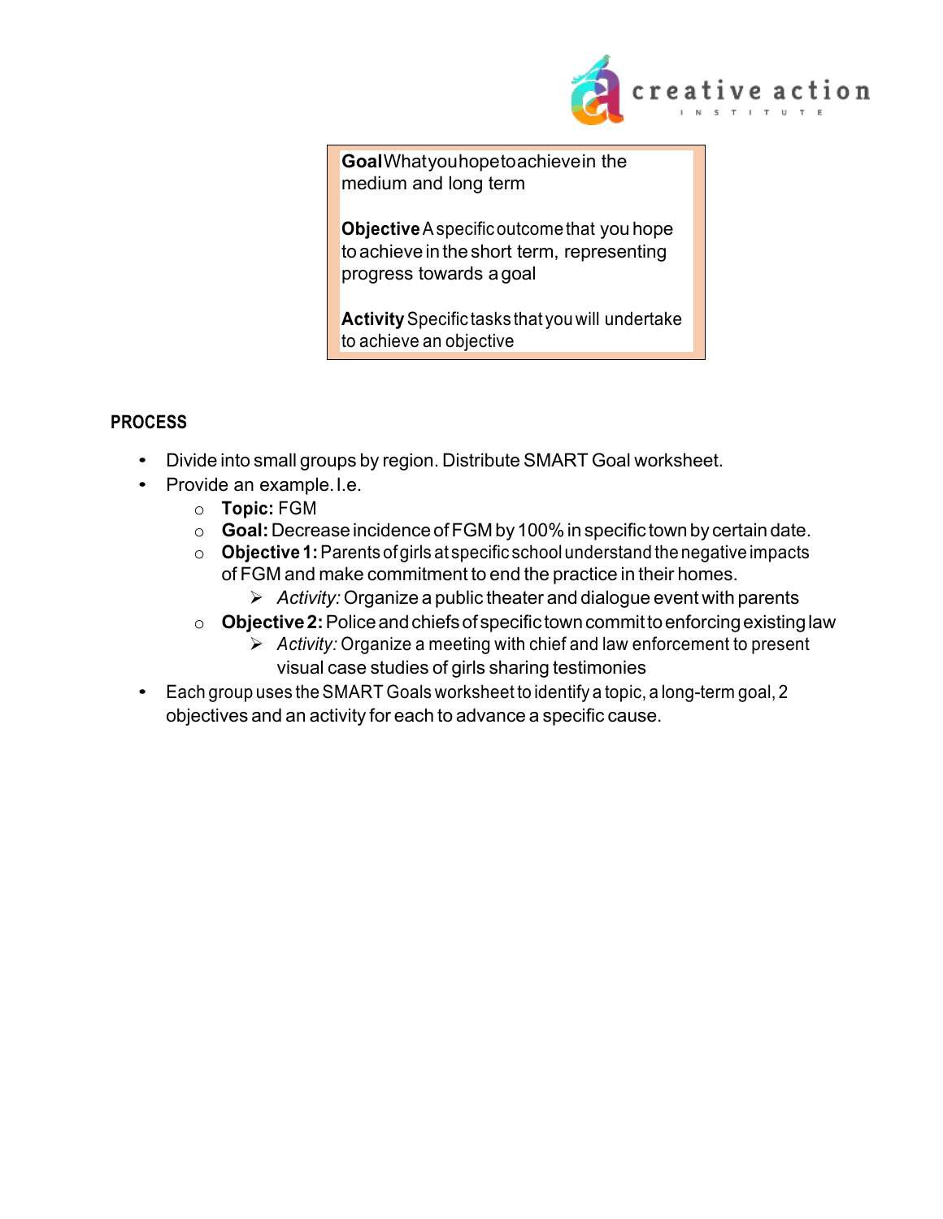**Goal** What you hope to achieve in the medium and long term

**Objective** A specific outcome that you hope to achieve in the short term, representing progress towards a goal

**Activity** Specific tasks that you will undertake to achieve an objective

## PROCESS

- Divide into small groups by region. Distribute SMART Goal worksheet.
- Provide an example. I.e.
  - **Topic:** FGM
  - **Goal:** Decrease incidence of FGM by 100% in specific town by certain date.
  - **Objective 1:** Parents of girls at specific school understand the negative impacts of FGM and make commitment to end the practice in their homes.
    - *Activity:* Organize a public theater and dialogue event with parents
  - **Objective 2:** Police and chiefs of specific town commit to enforcing existing law
    - *Activity:* Organize a meeting with chief and law enforcement to present visual case studies of girls sharing testimonies
- Each group uses the SMART Goals worksheet to identify a topic, a long-term goal, 2 objectives and an activity for each to advance a specific cause.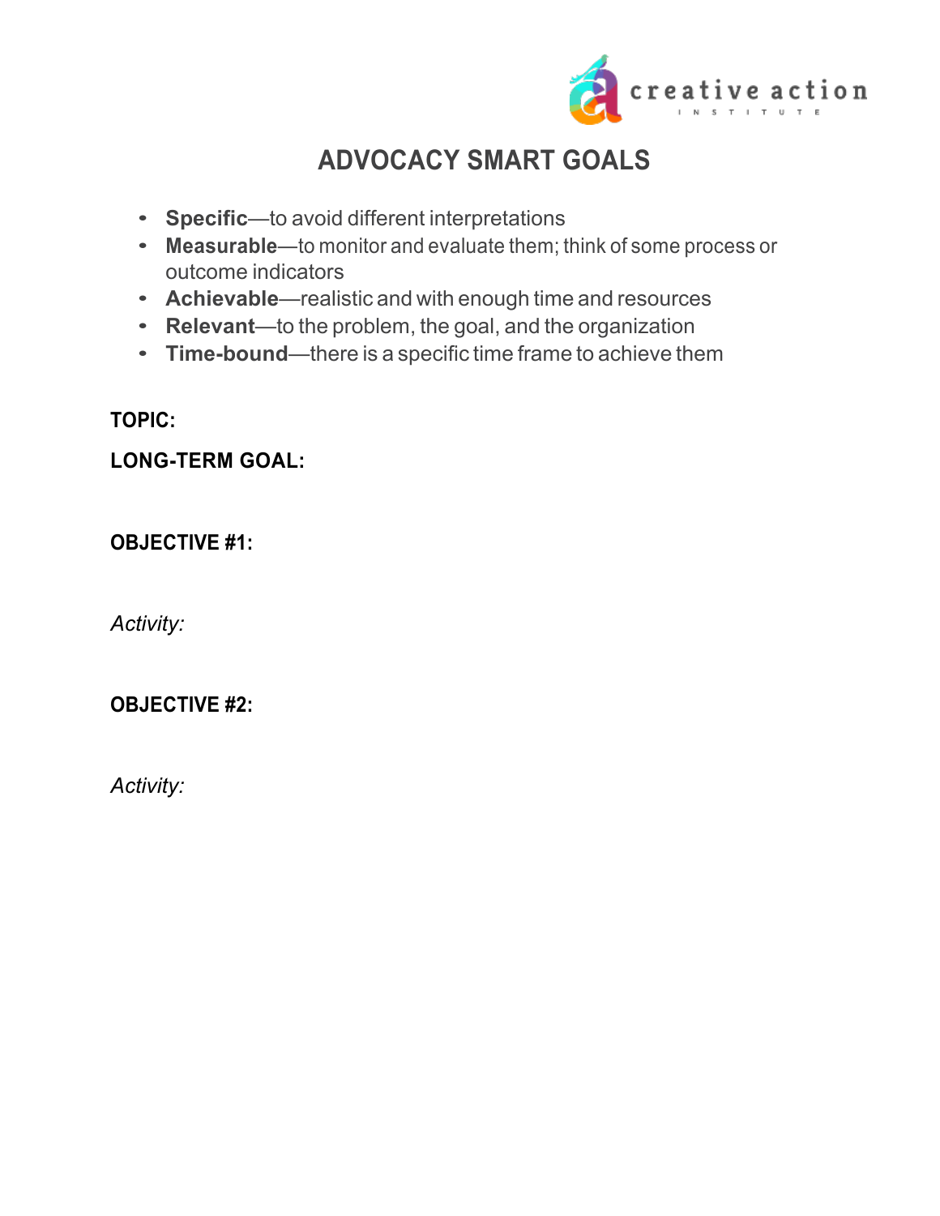creative action INSTITUTE

# ADVOCACY SMART GOALS

- **Specific**—to avoid different interpretations
- **Measurable**—to monitor and evaluate them; think of some process or outcome indicators
- **Achievable**—realistic and with enough time and resources
- **Relevant**—to the problem, the goal, and the organization
- **Time-bound**—there is a specific time frame to achieve them

**TOPIC:**

**LONG-TERM GOAL:**

**OBJECTIVE #1:**

*Activity:*

**OBJECTIVE #2:**

*Activity:*